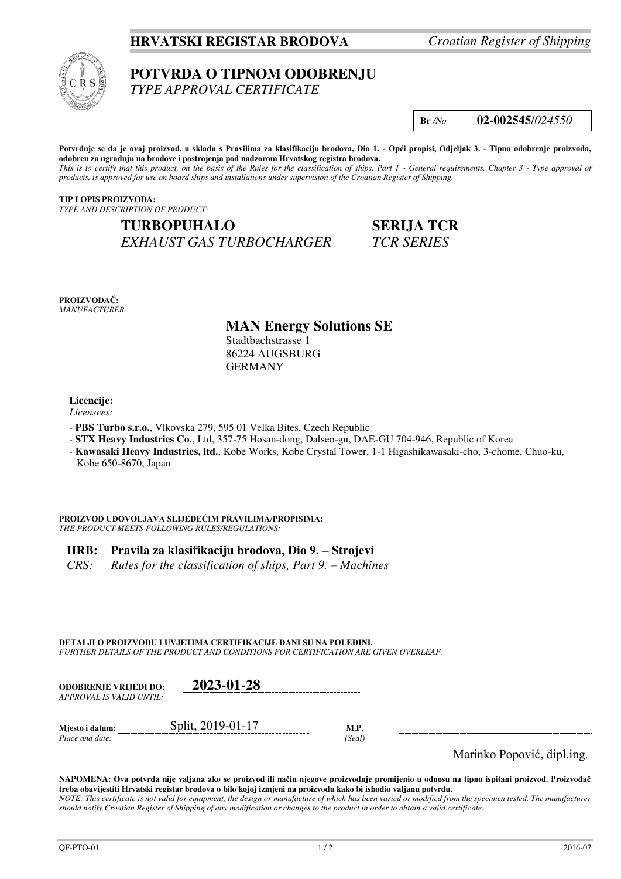**HRVATSKI REGISTAR BRODOVA** *Croatian Register of Shipping*

# POTVRDA O TIPNOM ODOBRENJU
*TYPE APPROVAL CERTIFICATE*

**Br** */No* **02-002545/***024550*

**Potvrđuje se da je ovaj proizvod, u skladu s Pravilima za klasifikaciju brodova, Dio 1. - Opći propisi, Odjeljak 3. - Tipno odobrenje proizvoda, odobren za ugradnju na brodove i postrojenja pod nadzorom Hrvatskog registra brodova.**
*This is to certify that this product, on the basis of the Rules for the classification of ships, Part 1 - General requirements, Chapter 3 - Type approval of products, is approved for use on board ships and installations under supervision of the Croatian Register of Shipping.*

**TIP I OPIS PROIZVODA:**
*TYPE AND DESCRIPTION OF PRODUCT:*

**TURBOPUHALO** **SERIJA TCR**
*EXHAUST GAS TURBOCHARGER* *TCR SERIES*

**PROIZVOĐAČ:**
*MANUFACTURER:*

**MAN Energy Solutions SE**
Stadtbachstrasse 1
86224 AUGSBURG
GERMANY

**Licencije:**
*Licensees:*

- **PBS Turbo s.r.o.**, Vlkovska 279, 595 01 Velka Bites, Czech Republic
- **STX Heavy Industries Co.**, Ltd, 357-75 Hosan-dong, Dalseo-gu, DAE-GU 704-946, Republic of Korea
- **Kawasaki Heavy Industries, ltd.**, Kobe Works, Kobe Crystal Tower, 1-1 Higashikawasaki-cho, 3-chome, Chuo-ku, Kobe 650-8670, Japan

**PROIZVOD UDOVOLJAVA SLIJEDEĆIM PRAVILIMA/PROPISIMA:**
*THE PRODUCT MEETS FOLLOWING RULES/REGULATIONS:*

**HRB: Pravila za klasifikaciju brodova, Dio 9. – Strojevi**
*CRS: Rules for the classification of ships, Part 9. – Machines*

**DETALJI O PROIZVODU I UVJETIMA CERTIFIKACIJE DANI SU NA POLEĐINI.**
*FURTHER DETAILS OF THE PRODUCT AND CONDITIONS FOR CERTIFICATION ARE GIVEN OVERLEAF.*

**ODOBRENJE VRIJEDI DO:** **2023-01-28**
*APPROVAL IS VALID UNTIL:*

**Mjesto i datum:** Split, 2019-01-17 **M.P.**
*Place and date:* *(Seal)*

Marinko Popović, dipl.ing.

**NAPOMENA: Ova potvrda nije valjana ako se proizvod ili način njegove proizvodnje promijenio u odnosu na tipno ispitani proizvod. Proizvođač treba obavijestiti Hrvatski registar brodova o bilo kojoj izmjeni na proizvodu kako bi ishodio valjanu potvrdu.**
*NOTE: This certificate is not valid for equipment, the design or manufacture of which has been varied or modified from the specimen tested. The manufacturer should notify Croatian Register of Shipping of any modification or changes to the product in order to obtain a valid certificate.*

QF-PTO-01 2016-07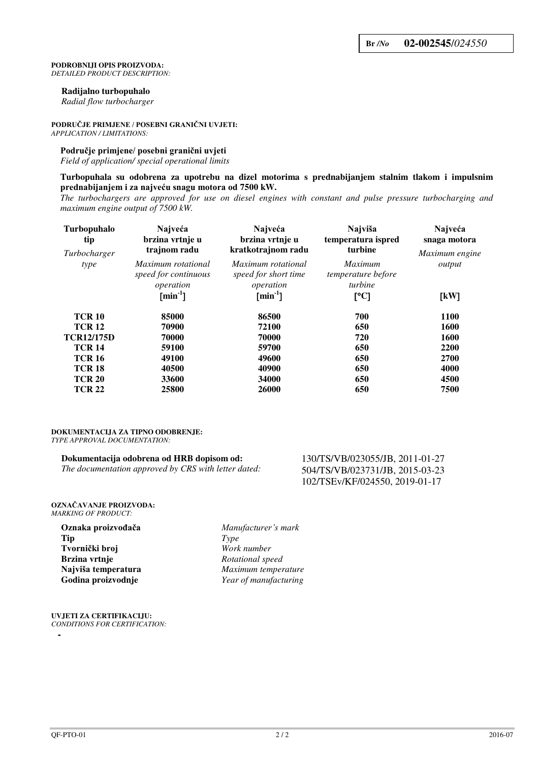**Br /No** **02-002545/***024550*

**PODROBNIJI OPIS PROIZVODA:**
*DETAILED PRODUCT DESCRIPTION:*

**Radijalno turbopuhalo**
*Radial flow turbocharger*

**PODRUČJE PRIMJENE / POSEBNI GRANIČNI UVJETI:**
*APPLICATION / LIMITATIONS:*

**Područje primjene/ posebni granični uvjeti**
*Field of application/ special operational limits*

**Turbopuhala su odobrena za upotrebu na dizel motorima s prednabijanjem stalnim tlakom i impulsnim prednabijanjem i za najveću snagu motora od 7500 kW.**
*The turbochargers are approved for use on diesel engines with constant and pulse pressure turbocharging and maximum engine output of 7500 kW.*

| **Turbopuhalo tip** *Turbocharger type* | **Najveća brzina vrtnje u trajnom radu** *Maximum rotational speed for continuous operation* **[min$^{-1}$]** | **Najveća brzina vrtnje u kratkotrajnom radu** *Maximum rotational speed for short time operation* **[min$^{-1}$]** | **Najviša temperatura ispred turbine** *Maximum temperature before turbine* **[°C]** | **Najveća snaga motora** *Maximum engine output* **[kW]** |
|---|---|---|---|---|
| **TCR 10** | **85000** | **86500** | **700** | **1100** |
| **TCR 12** | **70900** | **72100** | **650** | **1600** |
| **TCR12/175D** | **70000** | **70000** | **720** | **1600** |
| **TCR 14** | **59100** | **59700** | **650** | **2200** |
| **TCR 16** | **49100** | **49600** | **650** | **2700** |
| **TCR 18** | **40500** | **40900** | **650** | **4000** |
| **TCR 20** | **33600** | **34000** | **650** | **4500** |
| **TCR 22** | **25800** | **26000** | **650** | **7500** |

**DOKUMENTACIJA ZA TIPNO ODOBRENJE:**
*TYPE APPROVAL DOCUMENTATION:*

**Dokumentacija odobrena od HRB dopisom od:**
*The documentation approved by CRS with letter dated:*

130/TS/VB/023055/JB, 2011-01-27
504/TS/VB/023731/JB, 2015-03-23
102/TSEv/KF/024550, 2019-01-17

**OZNAČAVANJE PROIZVODA:**
*MARKING OF PRODUCT:*

| | |
|---|---|
| **Oznaka proizvođača** | *Manufacturer's mark* |
| **Tip** | *Type* |
| **Tvornički broj** | *Work number* |
| **Brzina vrtnje** | *Rotational speed* |
| **Najviša temperatura** | *Maximum temperature* |
| **Godina proizvodnje** | *Year of manufacturing* |

**UVJETI ZA CERTIFIKACIJU:**
*CONDITIONS FOR CERTIFICATION:*

**-**